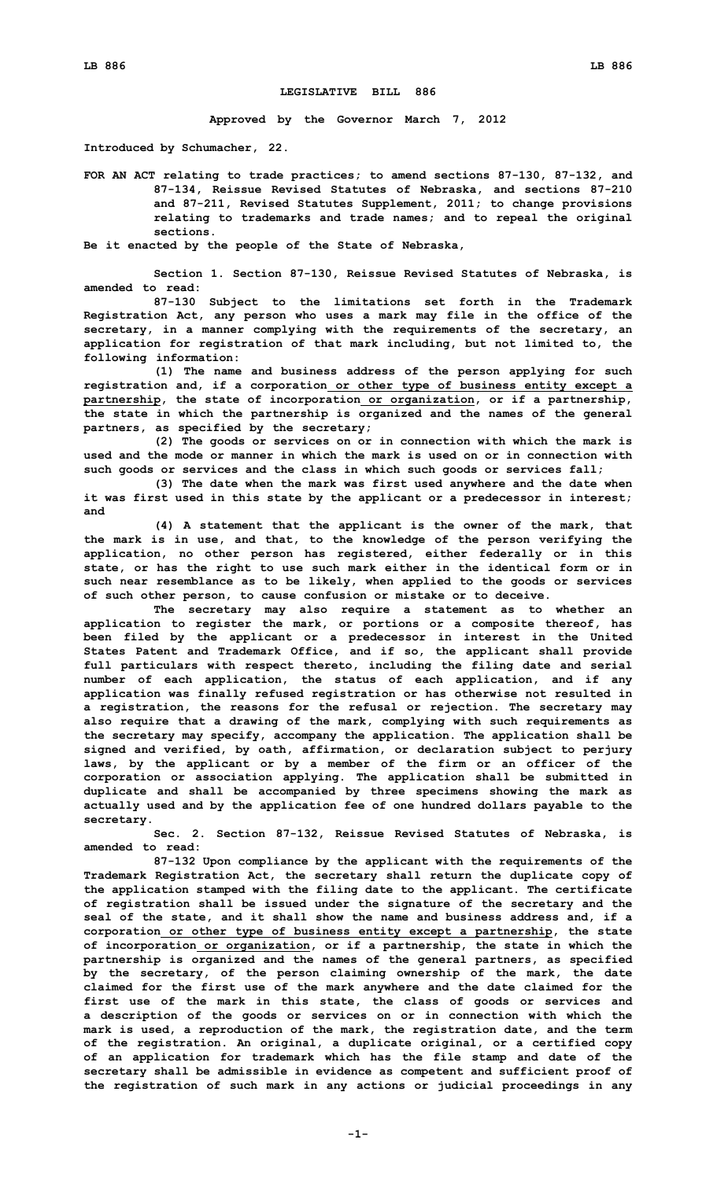# LEGISLATIVE BILL 886

**Approved by the Governor March 7, 2012**

**Introduced by Schumacher, 22.**

**FOR AN ACT relating to trade practices; to amend sections 87-130, 87-132, and 87-134, Reissue Revised Statutes of Nebraska, and sections 87-210 and 87-211, Revised Statutes Supplement, 2011; to change provisions relating to trademarks and trade names; and to repeal the original sections.**

**Be it enacted by the people of the State of Nebraska,**

**Section 1. Section 87-130, Reissue Revised Statutes of Nebraska, is amended to read:**

**87-130 Subject to the limitations set forth in the Trademark Registration Act, any person who uses a mark may file in the office of the secretary, in a manner complying with the requirements of the secretary, an application for registration of that mark including, but not limited to, the following information:**

**(1) The name and business address of the person applying for such registration and, if a corporation <u>or other type of business entity except a partnership</u>, the state of incorporation <u>or organization</u>, or if a partnership, the state in which the partnership is organized and the names of the general partners, as specified by the secretary;**

**(2) The goods or services on or in connection with which the mark is used and the mode or manner in which the mark is used on or in connection with such goods or services and the class in which such goods or services fall;**

**(3) The date when the mark was first used anywhere and the date when it was first used in this state by the applicant or a predecessor in interest; and**

**(4) A statement that the applicant is the owner of the mark, that the mark is in use, and that, to the knowledge of the person verifying the application, no other person has registered, either federally or in this state, or has the right to use such mark either in the identical form or in such near resemblance as to be likely, when applied to the goods or services of such other person, to cause confusion or mistake or to deceive.**

**The secretary may also require a statement as to whether an application to register the mark, or portions or a composite thereof, has been filed by the applicant or a predecessor in interest in the United States Patent and Trademark Office, and if so, the applicant shall provide full particulars with respect thereto, including the filing date and serial number of each application, the status of each application, and if any application was finally refused registration or has otherwise not resulted in a registration, the reasons for the refusal or rejection. The secretary may also require that a drawing of the mark, complying with such requirements as the secretary may specify, accompany the application. The application shall be signed and verified, by oath, affirmation, or declaration subject to perjury laws, by the applicant or by a member of the firm or an officer of the corporation or association applying. The application shall be submitted in duplicate and shall be accompanied by three specimens showing the mark as actually used and by the application fee of one hundred dollars payable to the secretary.**

**Sec. 2. Section 87-132, Reissue Revised Statutes of Nebraska, is amended to read:**

**87-132 Upon compliance by the applicant with the requirements of the Trademark Registration Act, the secretary shall return the duplicate copy of the application stamped with the filing date to the applicant. The certificate of registration shall be issued under the signature of the secretary and the seal of the state, and it shall show the name and business address and, if a corporation <u>or other type of business entity except a partnership</u>, the state of incorporation <u>or organization</u>, or if a partnership, the state in which the partnership is organized and the names of the general partners, as specified by the secretary, of the person claiming ownership of the mark, the date claimed for the first use of the mark anywhere and the date claimed for the first use of the mark in this state, the class of goods or services and a description of the goods or services on or in connection with which the mark is used, a reproduction of the mark, the registration date, and the term of the registration. An original, a duplicate original, or a certified copy of an application for trademark which has the file stamp and date of the secretary shall be admissible in evidence as competent and sufficient proof of the registration of such mark in any actions or judicial proceedings in any**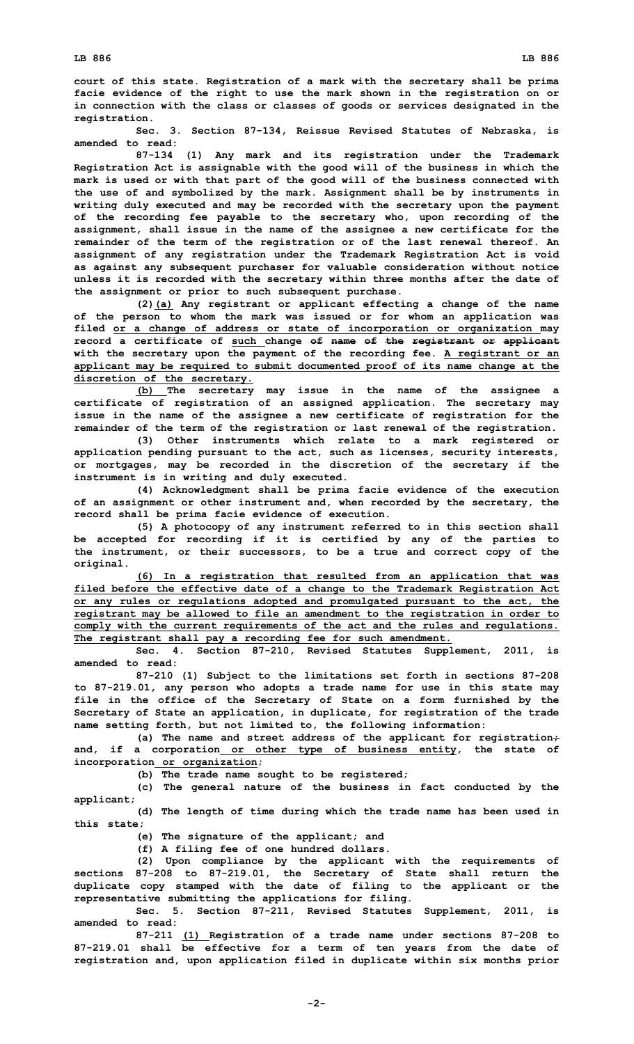court of this state. Registration of a mark with the secretary shall be prima facie evidence of the right to use the mark shown in the registration on or in connection with the class or classes of goods or services designated in the registration.

Sec. 3. Section 87-134, Reissue Revised Statutes of Nebraska, is amended to read:

87-134 (1) Any mark and its registration under the Trademark Registration Act is assignable with the good will of the business in which the mark is used or with that part of the good will of the business connected with the use of and symbolized by the mark. Assignment shall be by instruments in writing duly executed and may be recorded with the secretary upon the payment of the recording fee payable to the secretary who, upon recording of the assignment, shall issue in the name of the assignee a new certificate for the remainder of the term of the registration or of the last renewal thereof. An assignment of any registration under the Trademark Registration Act is void as against any subsequent purchaser for valuable consideration without notice unless it is recorded with the secretary within three months after the date of the assignment or prior to such subsequent purchase.

(2)(a) Any registrant or applicant effecting a change of the name of the person to whom the mark was issued or for whom an application was filed or a change of address or state of incorporation or organization may record a certificate of such change ~~of name of the registrant or applicant~~ with the secretary upon the payment of the recording fee. A registrant or an applicant may be required to submit documented proof of its name change at the discretion of the secretary.

(b) The secretary may issue in the name of the assignee a certificate of registration of an assigned application. The secretary may issue in the name of the assignee a new certificate of registration for the remainder of the term of the registration or last renewal of the registration.

(3) Other instruments which relate to a mark registered or application pending pursuant to the act, such as licenses, security interests, or mortgages, may be recorded in the discretion of the secretary if the instrument is in writing and duly executed.

(4) Acknowledgment shall be prima facie evidence of the execution of an assignment or other instrument and, when recorded by the secretary, the record shall be prima facie evidence of execution.

(5) A photocopy of any instrument referred to in this section shall be accepted for recording if it is certified by any of the parties to the instrument, or their successors, to be a true and correct copy of the original.

(6) In a registration that resulted from an application that was filed before the effective date of a change to the Trademark Registration Act or any rules or regulations adopted and promulgated pursuant to the act, the registrant may be allowed to file an amendment to the registration in order to comply with the current requirements of the act and the rules and regulations. The registrant shall pay a recording fee for such amendment.

Sec. 4. Section 87-210, Revised Statutes Supplement, 2011, is amended to read:

87-210 (1) Subject to the limitations set forth in sections 87-208 to 87-219.01, any person who adopts a trade name for use in this state may file in the office of the Secretary of State on a form furnished by the Secretary of State an application, in duplicate, for registration of the trade name setting forth, but not limited to, the following information:

(a) The name and street address of the applicant for registration~~;~~ and, if a corporation or other type of business entity, the state of incorporation or organization;

(b) The trade name sought to be registered;

(c) The general nature of the business in fact conducted by the applicant;

(d) The length of time during which the trade name has been used in this state;

(e) The signature of the applicant; and

(f) A filing fee of one hundred dollars.

(2) Upon compliance by the applicant with the requirements of sections 87-208 to 87-219.01, the Secretary of State shall return the duplicate copy stamped with the date of filing to the applicant or the representative submitting the applications for filing.

Sec. 5. Section 87-211, Revised Statutes Supplement, 2011, is amended to read:

87-211 (1) Registration of a trade name under sections 87-208 to 87-219.01 shall be effective for a term of ten years from the date of registration and, upon application filed in duplicate within six months prior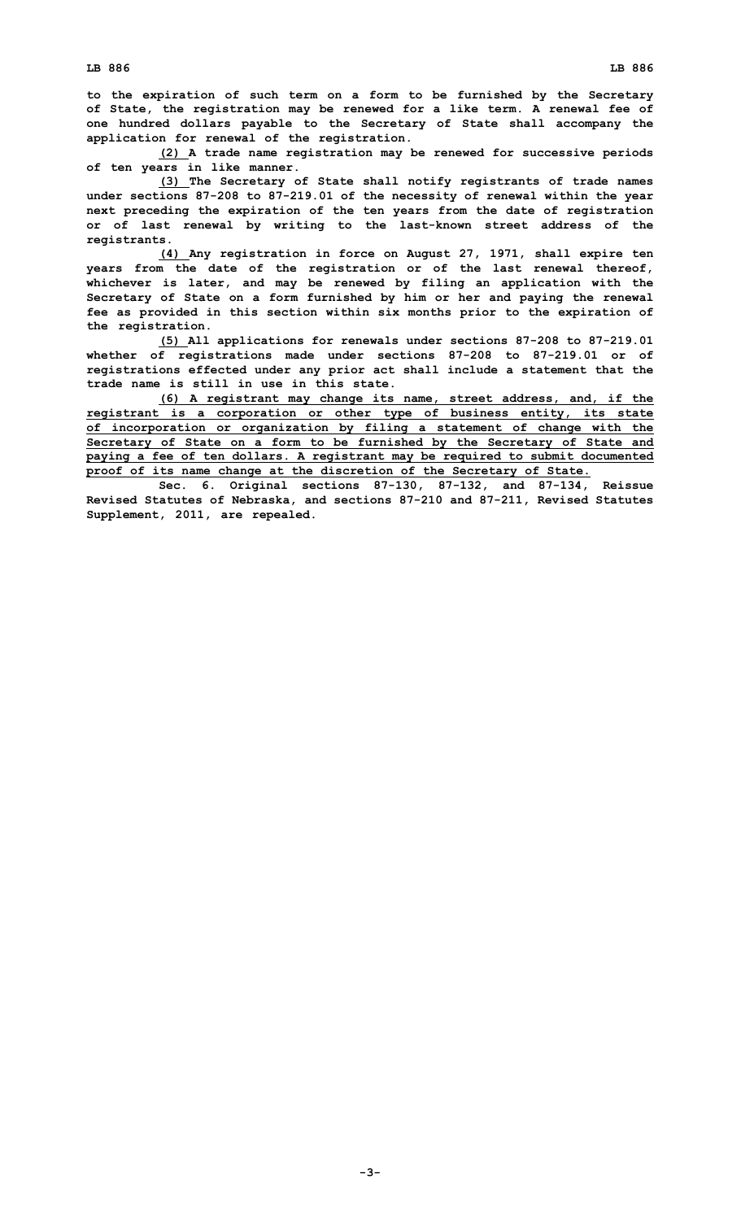to the expiration of such term on a form to be furnished by the Secretary of State, the registration may be renewed for a like term. A renewal fee of one hundred dollars payable to the Secretary of State shall accompany the application for renewal of the registration.

(2) A trade name registration may be renewed for successive periods of ten years in like manner.

(3) The Secretary of State shall notify registrants of trade names under sections 87-208 to 87-219.01 of the necessity of renewal within the year next preceding the expiration of the ten years from the date of registration or of last renewal by writing to the last-known street address of the registrants.

(4) Any registration in force on August 27, 1971, shall expire ten years from the date of the registration or of the last renewal thereof, whichever is later, and may be renewed by filing an application with the Secretary of State on a form furnished by him or her and paying the renewal fee as provided in this section within six months prior to the expiration of the registration.

(5) All applications for renewals under sections 87-208 to 87-219.01 whether of registrations made under sections 87-208 to 87-219.01 or of registrations effected under any prior act shall include a statement that the trade name is still in use in this state.

(6) A registrant may change its name, street address, and, if the registrant is a corporation or other type of business entity, its state of incorporation or organization by filing a statement of change with the Secretary of State on a form to be furnished by the Secretary of State and paying a fee of ten dollars. A registrant may be required to submit documented proof of its name change at the discretion of the Secretary of State.

Sec. 6. Original sections 87-130, 87-132, and 87-134, Reissue Revised Statutes of Nebraska, and sections 87-210 and 87-211, Revised Statutes Supplement, 2011, are repealed.